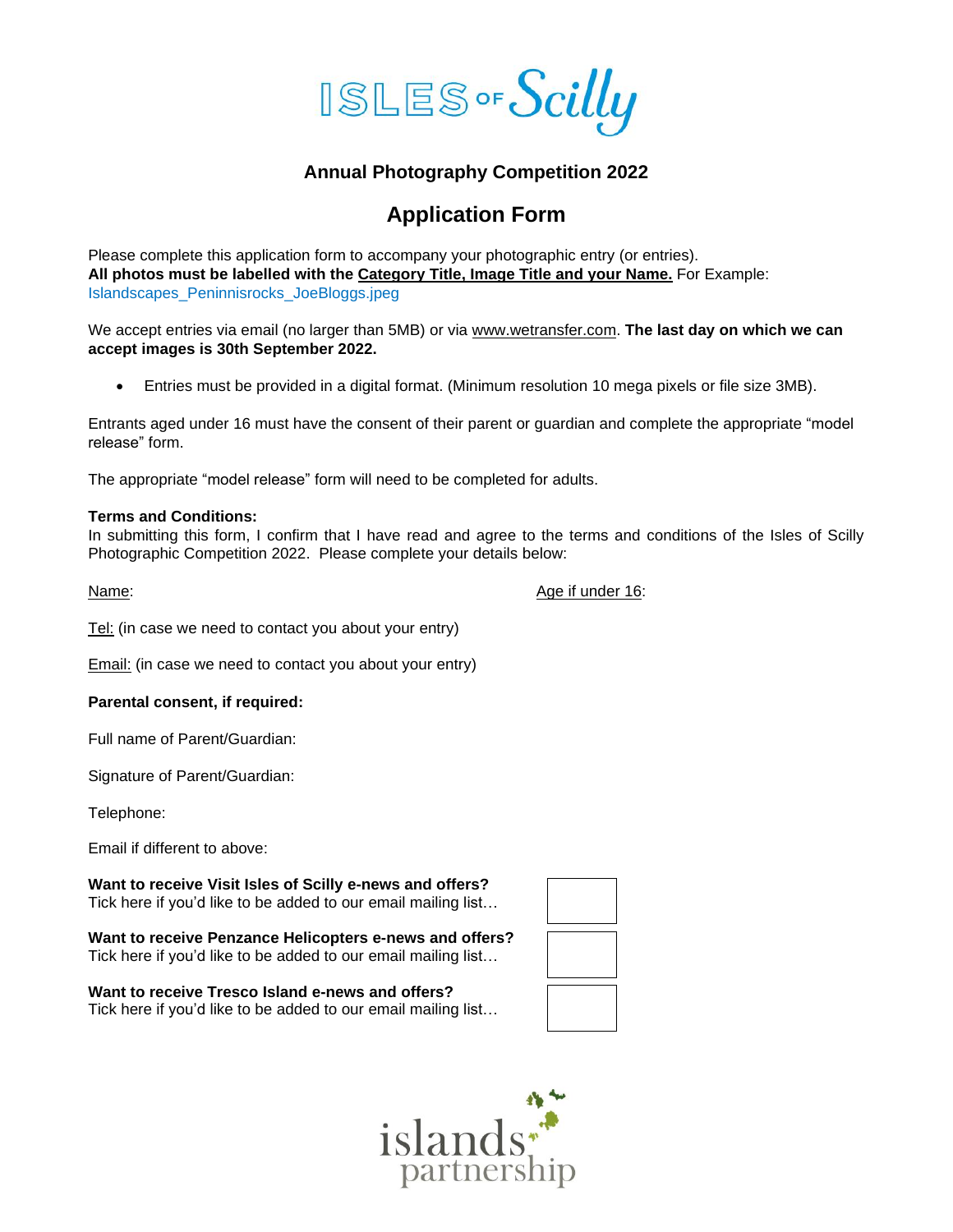# ISLES OF Scilly

## Annual Photography Competition 2022

## Application Form

Please complete this application form to accompany your photographic entry (or entries).
**All photos must be labelled with the Category Title, Image Title and your Name.** For Example: Islandscapes_Peninnisrocks_JoeBloggs.jpeg

We accept entries via email (no larger than 5MB) or via www.wetransfer.com. **The last day on which we can accept images is 30th September 2022.**

- Entries must be provided in a digital format. (Minimum resolution 10 mega pixels or file size 3MB).

Entrants aged under 16 must have the consent of their parent or guardian and complete the appropriate "model release" form.

The appropriate "model release" form will need to be completed for adults.

**Terms and Conditions:**
In submitting this form, I confirm that I have read and agree to the terms and conditions of the Isles of Scilly Photographic Competition 2022. Please complete your details below:

Name:

Age if under 16:

Tel: (in case we need to contact you about your entry)

Email: (in case we need to contact you about your entry)

**Parental consent, if required:**

Full name of Parent/Guardian:

Signature of Parent/Guardian:

Telephone:

Email if different to above:

**Want to receive Visit Isles of Scilly e-news and offers?**
Tick here if you'd like to be added to our email mailing list… ☐

**Want to receive Penzance Helicopters e-news and offers?**
Tick here if you'd like to be added to our email mailing list… ☐

**Want to receive Tresco Island e-news and offers?**
Tick here if you'd like to be added to our email mailing list… ☐

islands partnership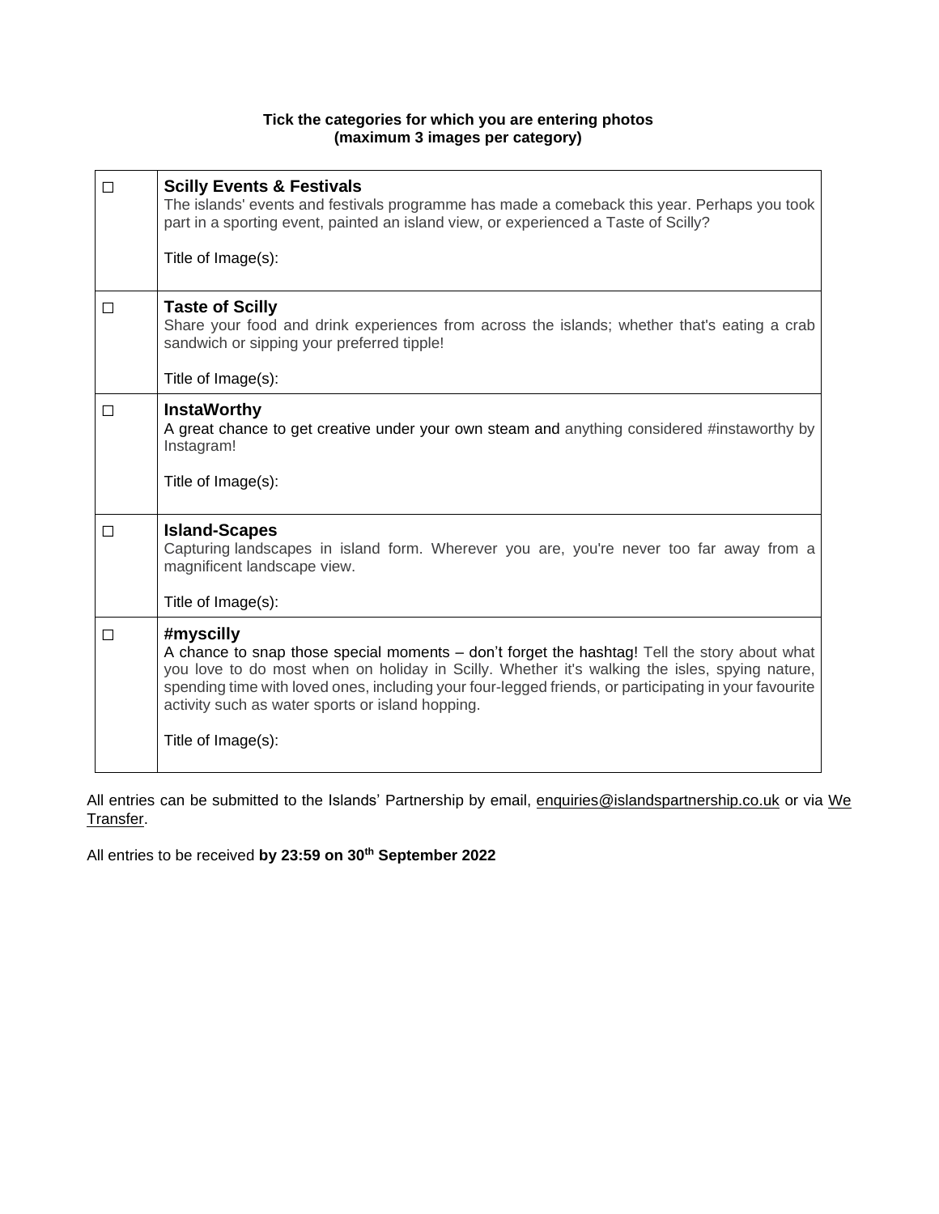**Tick the categories for which you are entering photos**
**(maximum 3 images per category)**

| | |
|---|---|
| ☐ | **Scilly Events & Festivals**<br>The islands' events and festivals programme has made a comeback this year. Perhaps you took part in a sporting event, painted an island view, or experienced a Taste of Scilly?<br><br>Title of Image(s): |
| ☐ | **Taste of Scilly**<br>Share your food and drink experiences from across the islands; whether that's eating a crab sandwich or sipping your preferred tipple!<br><br>Title of Image(s): |
| ☐ | **InstaWorthy**<br>A great chance to get creative under your own steam and anything considered #instaworthy by Instagram!<br><br>Title of Image(s): |
| ☐ | **Island-Scapes**<br>Capturing landscapes in island form. Wherever you are, you're never too far away from a magnificent landscape view.<br><br>Title of Image(s): |
| ☐ | **#myscilly**<br>A chance to snap those special moments – don't forget the hashtag! Tell the story about what you love to do most when on holiday in Scilly. Whether it's walking the isles, spying nature, spending time with loved ones, including your four-legged friends, or participating in your favourite activity such as water sports or island hopping.<br><br>Title of Image(s): |

All entries can be submitted to the Islands' Partnership by email, enquiries@islandspartnership.co.uk or via We Transfer.

All entries to be received **by 23:59 on 30th September 2022**